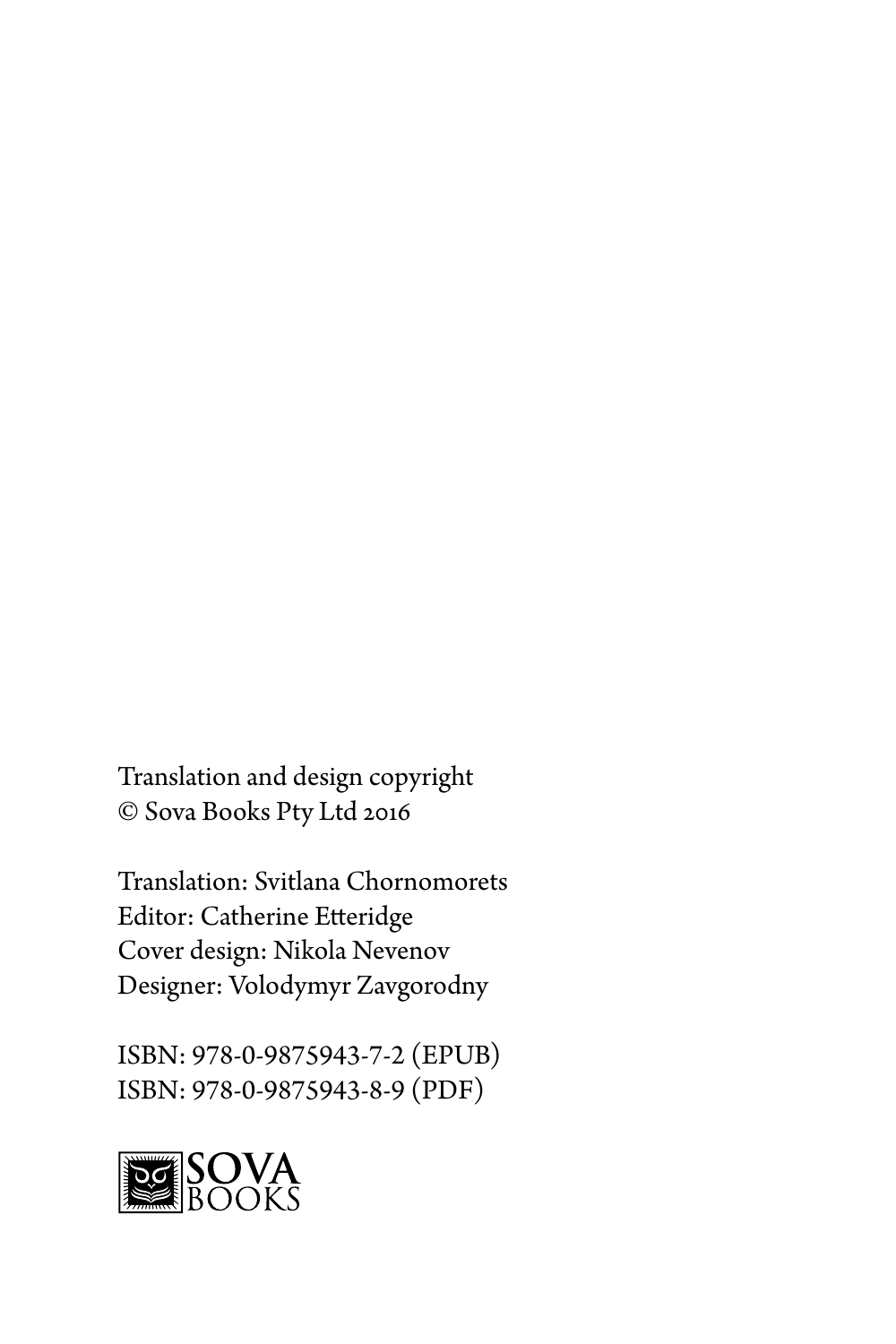Translation and design copyright
© Sova Books Pty Ltd 2016

Translation: Svitlana Chornomorets
Editor: Catherine Etteridge
Cover design: Nikola Nevenov
Designer: Volodymyr Zavgorodny

ISBN: 978-0-9875943-7-2 (EPUB)
ISBN: 978-0-9875943-8-9 (PDF)

SOVA BOOKS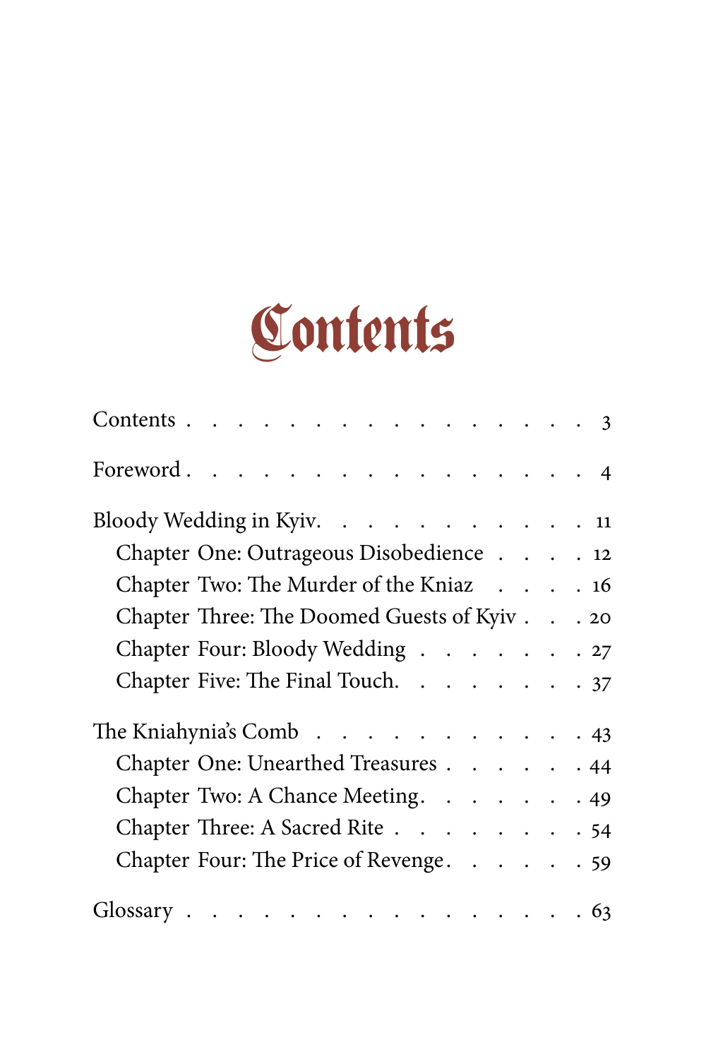# Contents

Contents . . . . . . . . . . . . . . . . . . 3

Foreword . . . . . . . . . . . . . . . . . . 4

Bloody Wedding in Kyiv. . . . . . . . . . . . 11
- Chapter One: Outrageous Disobedience . . . . 12
- Chapter Two: The Murder of the Kniaz . . . . 16
- Chapter Three: The Doomed Guests of Kyiv . . . 20
- Chapter Four: Bloody Wedding . . . . . . . 27
- Chapter Five: The Final Touch. . . . . . . . 37

The Kniahynia's Comb . . . . . . . . . . . 43
- Chapter One: Unearthed Treasures . . . . . . 44
- Chapter Two: A Chance Meeting. . . . . . . 49
- Chapter Three: A Sacred Rite . . . . . . . . 54
- Chapter Four: The Price of Revenge. . . . . . 59

Glossary . . . . . . . . . . . . . . . . . 63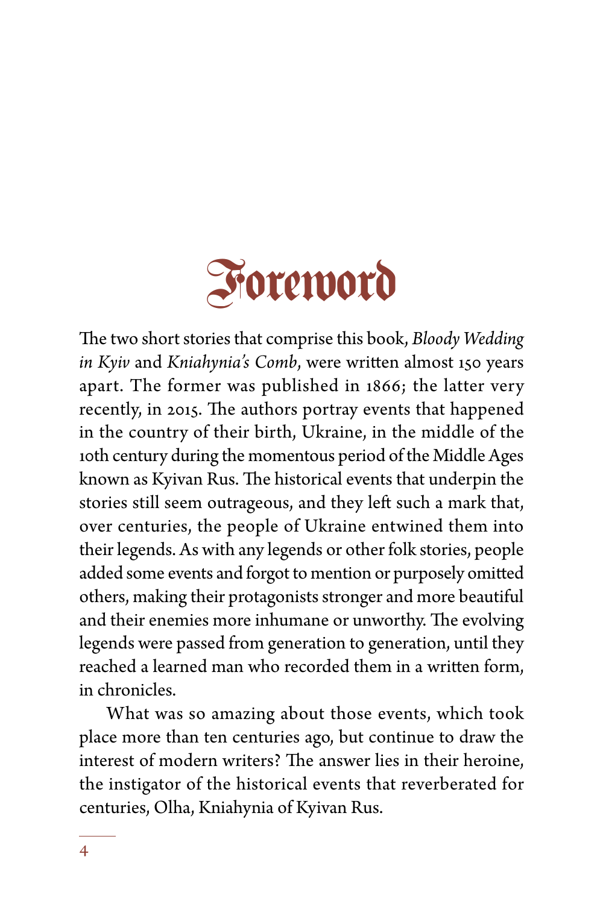# Foreword

The two short stories that comprise this book, *Bloody Wedding in Kyiv* and *Kniahynia's Comb*, were written almost 150 years apart. The former was published in 1866; the latter very recently, in 2015. The authors portray events that happened in the country of their birth, Ukraine, in the middle of the 10th century during the momentous period of the Middle Ages known as Kyivan Rus. The historical events that underpin the stories still seem outrageous, and they left such a mark that, over centuries, the people of Ukraine entwined them into their legends. As with any legends or other folk stories, people added some events and forgot to mention or purposely omitted others, making their protagonists stronger and more beautiful and their enemies more inhumane or unworthy. The evolving legends were passed from generation to generation, until they reached a learned man who recorded them in a written form, in chronicles.

What was so amazing about those events, which took place more than ten centuries ago, but continue to draw the interest of modern writers? The answer lies in their heroine, the instigator of the historical events that reverberated for centuries, Olha, Kniahynia of Kyivan Rus.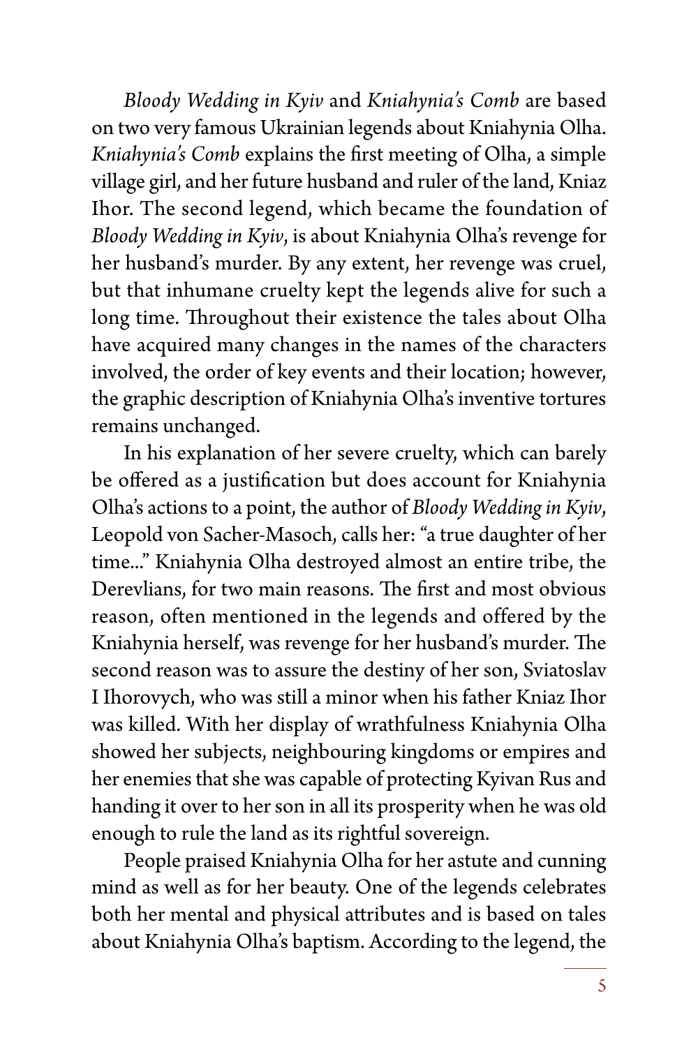*Bloody Wedding in Kyiv* and *Kniahynia's Comb* are based on two very famous Ukrainian legends about Kniahynia Olha. *Kniahynia's Comb* explains the first meeting of Olha, a simple village girl, and her future husband and ruler of the land, Kniaz Ihor. The second legend, which became the foundation of *Bloody Wedding in Kyiv*, is about Kniahynia Olha's revenge for her husband's murder. By any extent, her revenge was cruel, but that inhumane cruelty kept the legends alive for such a long time. Throughout their existence the tales about Olha have acquired many changes in the names of the characters involved, the order of key events and their location; however, the graphic description of Kniahynia Olha's inventive tortures remains unchanged.

In his explanation of her severe cruelty, which can barely be offered as a justification but does account for Kniahynia Olha's actions to a point, the author of *Bloody Wedding in Kyiv*, Leopold von Sacher-Masoch, calls her: "a true daughter of her time..." Kniahynia Olha destroyed almost an entire tribe, the Derevlians, for two main reasons. The first and most obvious reason, often mentioned in the legends and offered by the Kniahynia herself, was revenge for her husband's murder. The second reason was to assure the destiny of her son, Sviatoslav I Ihorovych, who was still a minor when his father Kniaz Ihor was killed. With her display of wrathfulness Kniahynia Olha showed her subjects, neighbouring kingdoms or empires and her enemies that she was capable of protecting Kyivan Rus and handing it over to her son in all its prosperity when he was old enough to rule the land as its rightful sovereign.

People praised Kniahynia Olha for her astute and cunning mind as well as for her beauty. One of the legends celebrates both her mental and physical attributes and is based on tales about Kniahynia Olha's baptism. According to the legend, the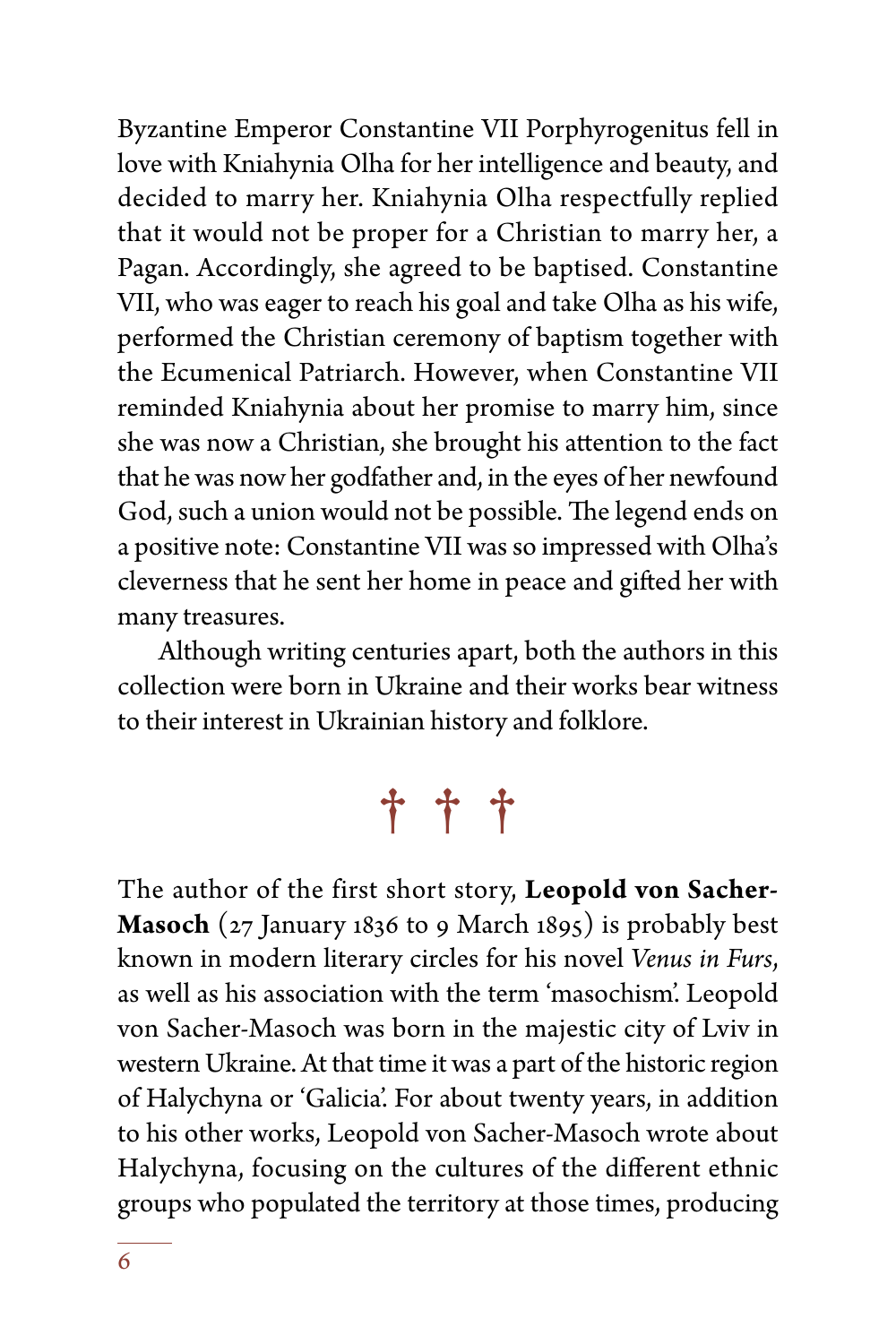Byzantine Emperor Constantine VII Porphyrogenitus fell in love with Kniahynia Olha for her intelligence and beauty, and decided to marry her. Kniahynia Olha respectfully replied that it would not be proper for a Christian to marry her, a Pagan. Accordingly, she agreed to be baptised. Constantine VII, who was eager to reach his goal and take Olha as his wife, performed the Christian ceremony of baptism together with the Ecumenical Patriarch. However, when Constantine VII reminded Kniahynia about her promise to marry him, since she was now a Christian, she brought his attention to the fact that he was now her godfather and, in the eyes of her newfound God, such a union would not be possible. The legend ends on a positive note: Constantine VII was so impressed with Olha's cleverness that he sent her home in peace and gifted her with many treasures.

Although writing centuries apart, both the authors in this collection were born in Ukraine and their works bear witness to their interest in Ukrainian history and folklore.

† † †

The author of the first short story, **Leopold von Sacher-Masoch** (27 January 1836 to 9 March 1895) is probably best known in modern literary circles for his novel *Venus in Furs*, as well as his association with the term 'masochism'. Leopold von Sacher-Masoch was born in the majestic city of Lviv in western Ukraine. At that time it was a part of the historic region of Halychyna or 'Galicia'. For about twenty years, in addition to his other works, Leopold von Sacher-Masoch wrote about Halychyna, focusing on the cultures of the different ethnic groups who populated the territory at those times, producing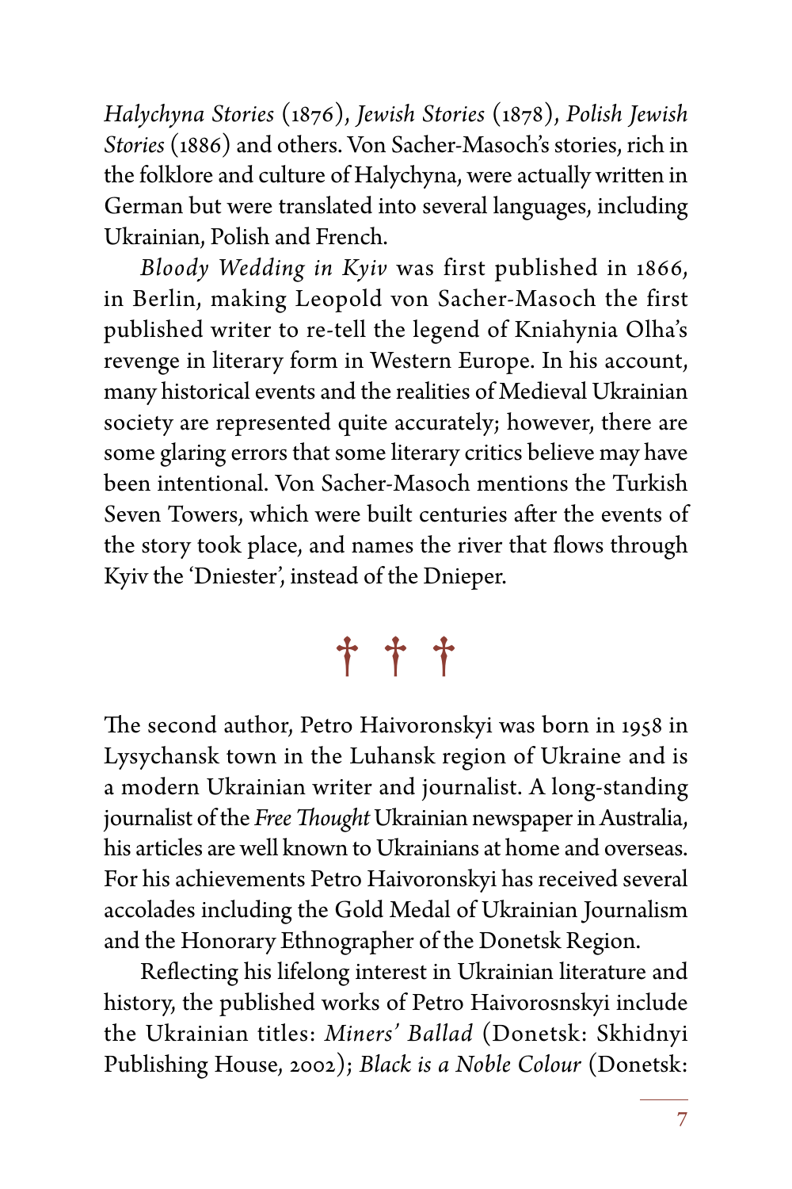*Halychyna Stories* (1876), *Jewish Stories* (1878), *Polish Jewish Stories* (1886) and others. Von Sacher-Masoch's stories, rich in the folklore and culture of Halychyna, were actually written in German but were translated into several languages, including Ukrainian, Polish and French.

*Bloody Wedding in Kyiv* was first published in 1866, in Berlin, making Leopold von Sacher-Masoch the first published writer to re-tell the legend of Kniahynia Olha's revenge in literary form in Western Europe. In his account, many historical events and the realities of Medieval Ukrainian society are represented quite accurately; however, there are some glaring errors that some literary critics believe may have been intentional. Von Sacher-Masoch mentions the Turkish Seven Towers, which were built centuries after the events of the story took place, and names the river that flows through Kyiv the 'Dniester', instead of the Dnieper.

† † †

The second author, Petro Haivoronskyi was born in 1958 in Lysychansk town in the Luhansk region of Ukraine and is a modern Ukrainian writer and journalist. A long-standing journalist of the *Free Thought* Ukrainian newspaper in Australia, his articles are well known to Ukrainians at home and overseas. For his achievements Petro Haivoronskyi has received several accolades including the Gold Medal of Ukrainian Journalism and the Honorary Ethnographer of the Donetsk Region.

Reflecting his lifelong interest in Ukrainian literature and history, the published works of Petro Haivorosnskyi include the Ukrainian titles: *Miners' Ballad* (Donetsk: Skhidnyi Publishing House, 2002); *Black is a Noble Colour* (Donetsk: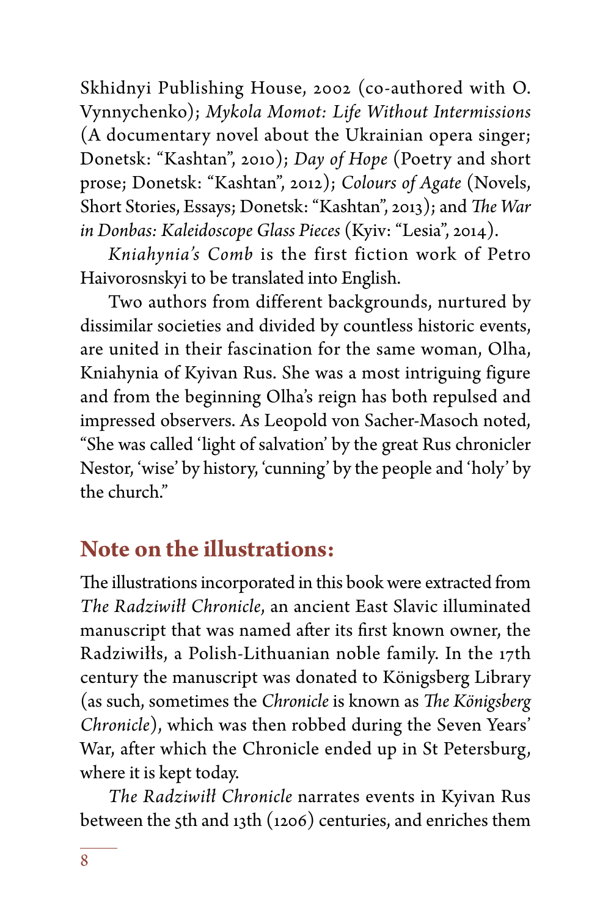Skhidnyi Publishing House, 2002 (co-authored with O. Vynnychenko); *Mykola Momot: Life Without Intermissions* (A documentary novel about the Ukrainian opera singer; Donetsk: "Kashtan", 2010); *Day of Hope* (Poetry and short prose; Donetsk: "Kashtan", 2012); *Colours of Agate* (Novels, Short Stories, Essays; Donetsk: "Kashtan", 2013); and *The War in Donbas: Kaleidoscope Glass Pieces* (Kyiv: "Lesia", 2014).

*Kniahynia's Comb* is the first fiction work of Petro Haivorosnskyi to be translated into English.

Two authors from different backgrounds, nurtured by dissimilar societies and divided by countless historic events, are united in their fascination for the same woman, Olha, Kniahynia of Kyivan Rus. She was a most intriguing figure and from the beginning Olha's reign has both repulsed and impressed observers. As Leopold von Sacher-Masoch noted, "She was called 'light of salvation' by the great Rus chronicler Nestor, 'wise' by history, 'cunning' by the people and 'holy' by the church."

## Note on the illustrations:

The illustrations incorporated in this book were extracted from *The Radziwiłł Chronicle*, an ancient East Slavic illuminated manuscript that was named after its first known owner, the Radziwiłłs, a Polish-Lithuanian noble family. In the 17th century the manuscript was donated to Königsberg Library (as such, sometimes the *Chronicle* is known as *The Königsberg Chronicle*), which was then robbed during the Seven Years' War, after which the Chronicle ended up in St Petersburg, where it is kept today.

*The Radziwiłł Chronicle* narrates events in Kyivan Rus between the 5th and 13th (1206) centuries, and enriches them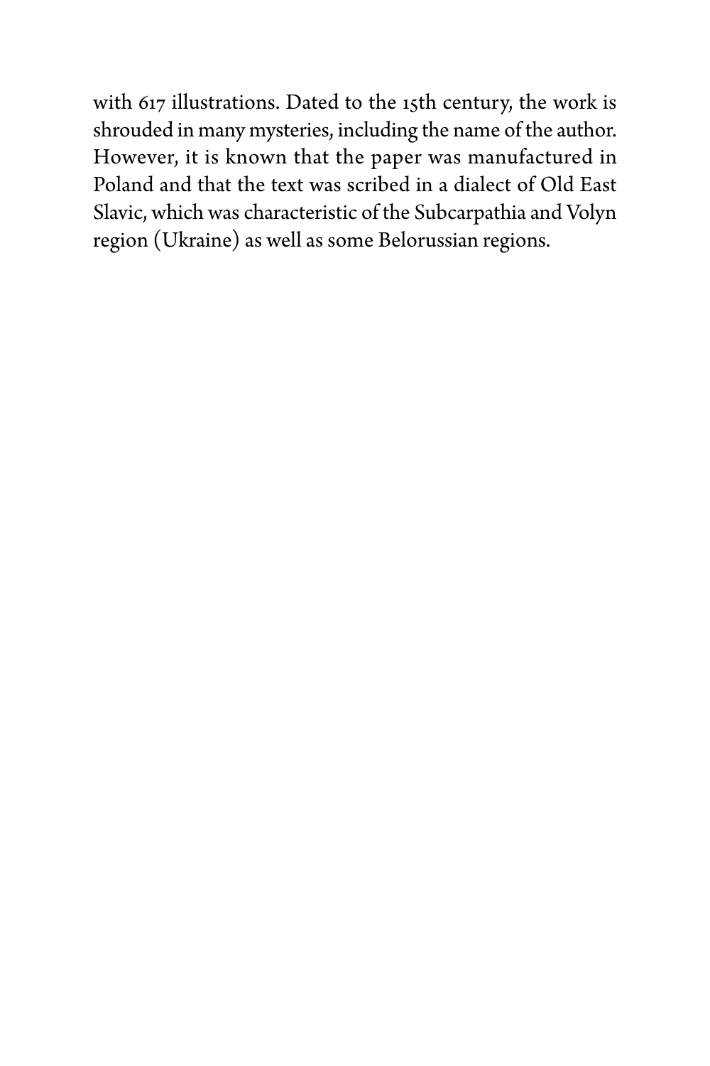with 617 illustrations. Dated to the 15th century, the work is shrouded in many mysteries, including the name of the author. However, it is known that the paper was manufactured in Poland and that the text was scribed in a dialect of Old East Slavic, which was characteristic of the Subcarpathia and Volyn region (Ukraine) as well as some Belorussian regions.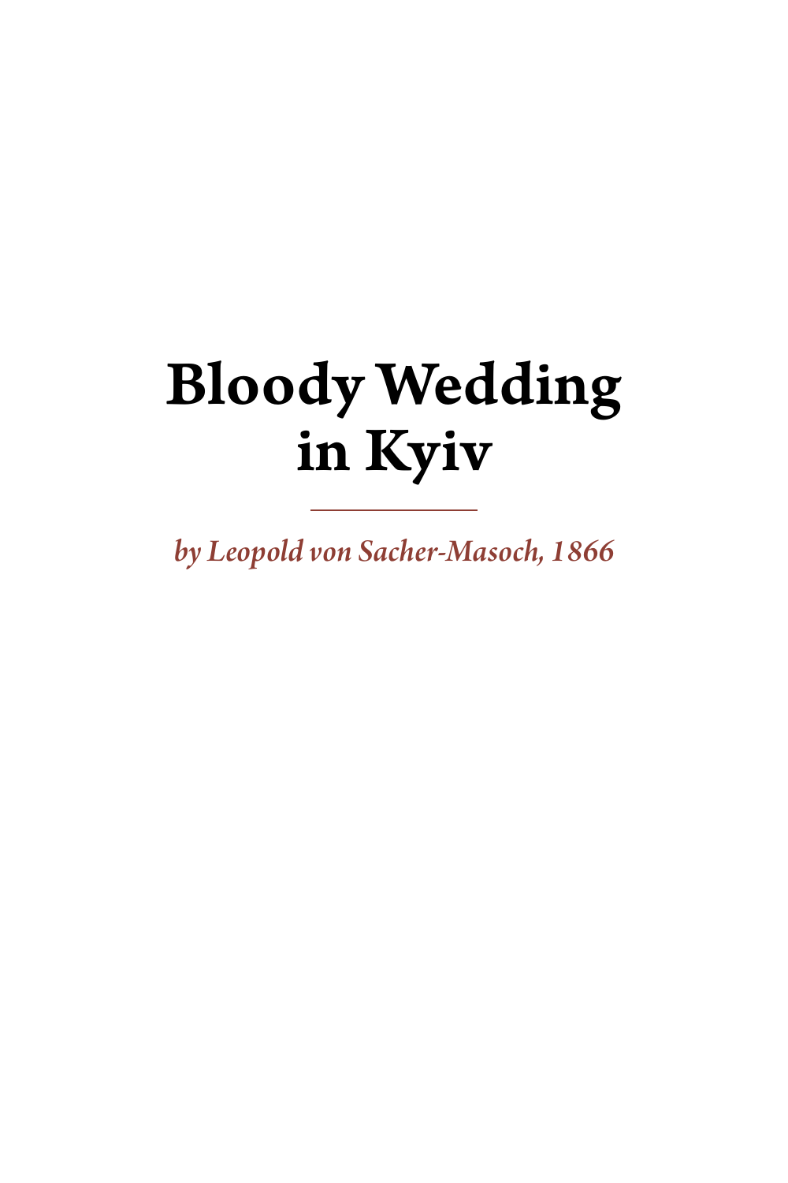# Bloody Wedding in Kyiv

*by Leopold von Sacher-Masoch, 1866*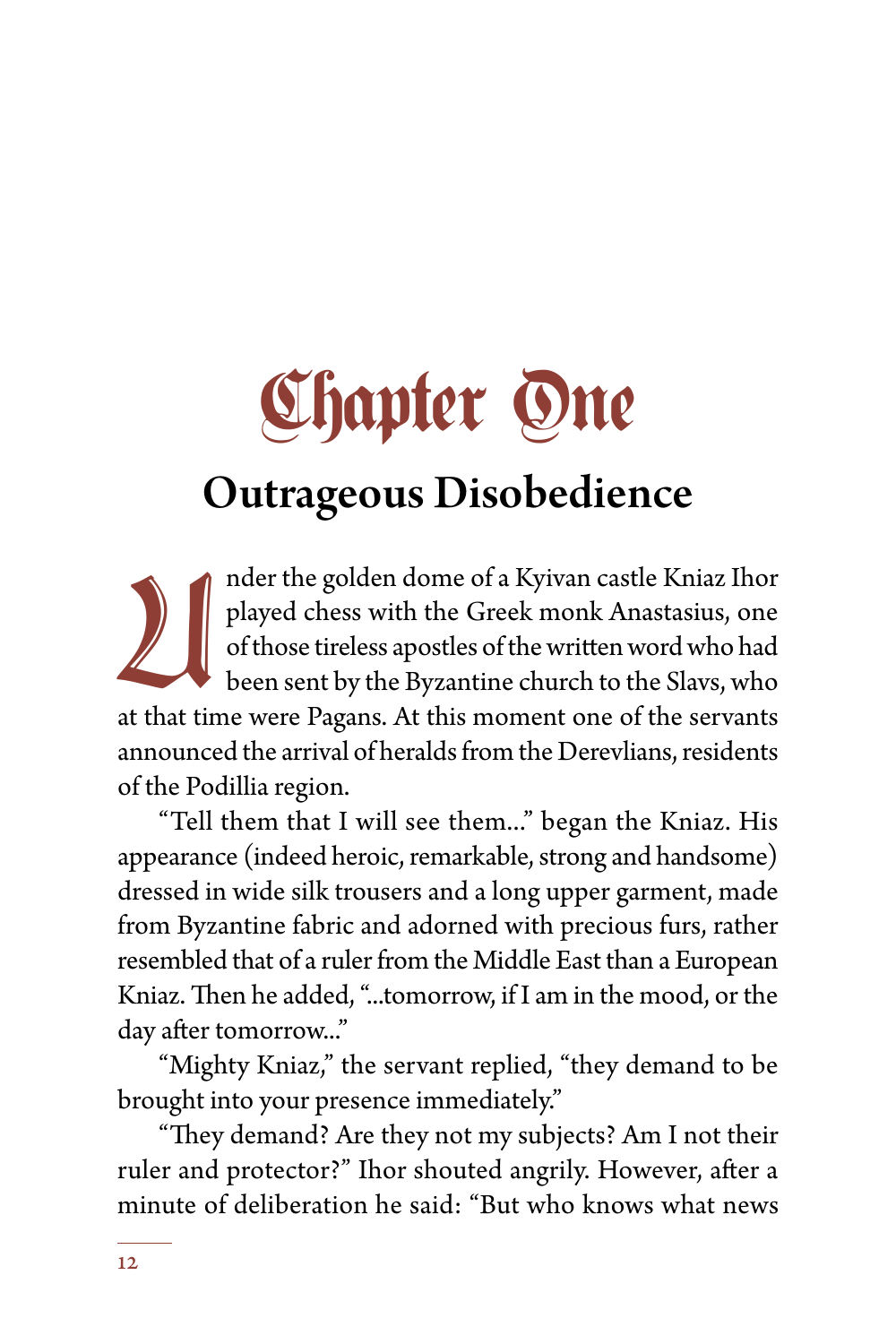# Chapter One

## Outrageous Disobedience

Under the golden dome of a Kyivan castle Kniaz Ihor played chess with the Greek monk Anastasius, one of those tireless apostles of the written word who had been sent by the Byzantine church to the Slavs, who at that time were Pagans. At this moment one of the servants announced the arrival of heralds from the Derevlians, residents of the Podillia region.

"Tell them that I will see them..." began the Kniaz. His appearance (indeed heroic, remarkable, strong and handsome) dressed in wide silk trousers and a long upper garment, made from Byzantine fabric and adorned with precious furs, rather resembled that of a ruler from the Middle East than a European Kniaz. Then he added, "...tomorrow, if I am in the mood, or the day after tomorrow..."

"Mighty Kniaz," the servant replied, "they demand to be brought into your presence immediately."

"They demand? Are they not my subjects? Am I not their ruler and protector?" Ihor shouted angrily. However, after a minute of deliberation he said: "But who knows what news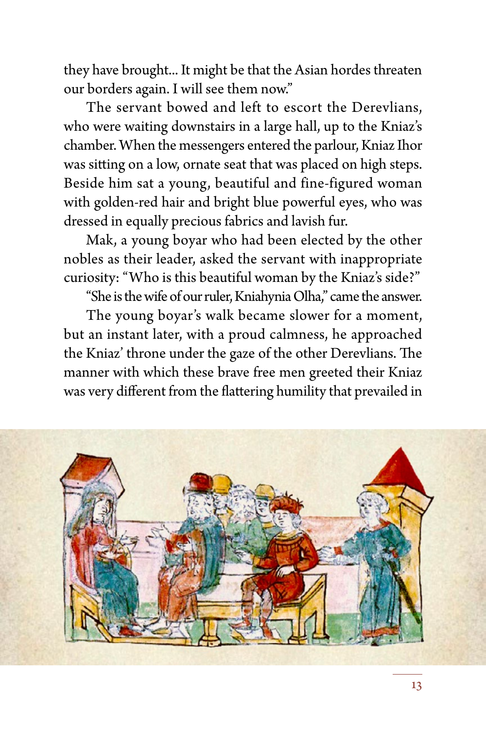they have brought... It might be that the Asian hordes threaten our borders again. I will see them now."

The servant bowed and left to escort the Derevlians, who were waiting downstairs in a large hall, up to the Kniaz's chamber. When the messengers entered the parlour, Kniaz Ihor was sitting on a low, ornate seat that was placed on high steps. Beside him sat a young, beautiful and fine-figured woman with golden-red hair and bright blue powerful eyes, who was dressed in equally precious fabrics and lavish fur.

Mak, a young boyar who had been elected by the other nobles as their leader, asked the servant with inappropriate curiosity: "Who is this beautiful woman by the Kniaz's side?"

"She is the wife of our ruler, Kniahynia Olha," came the answer.

The young boyar's walk became slower for a moment, but an instant later, with a proud calmness, he approached the Kniaz' throne under the gaze of the other Derevlians. The manner with which these brave free men greeted their Kniaz was very different from the flattering humility that prevailed in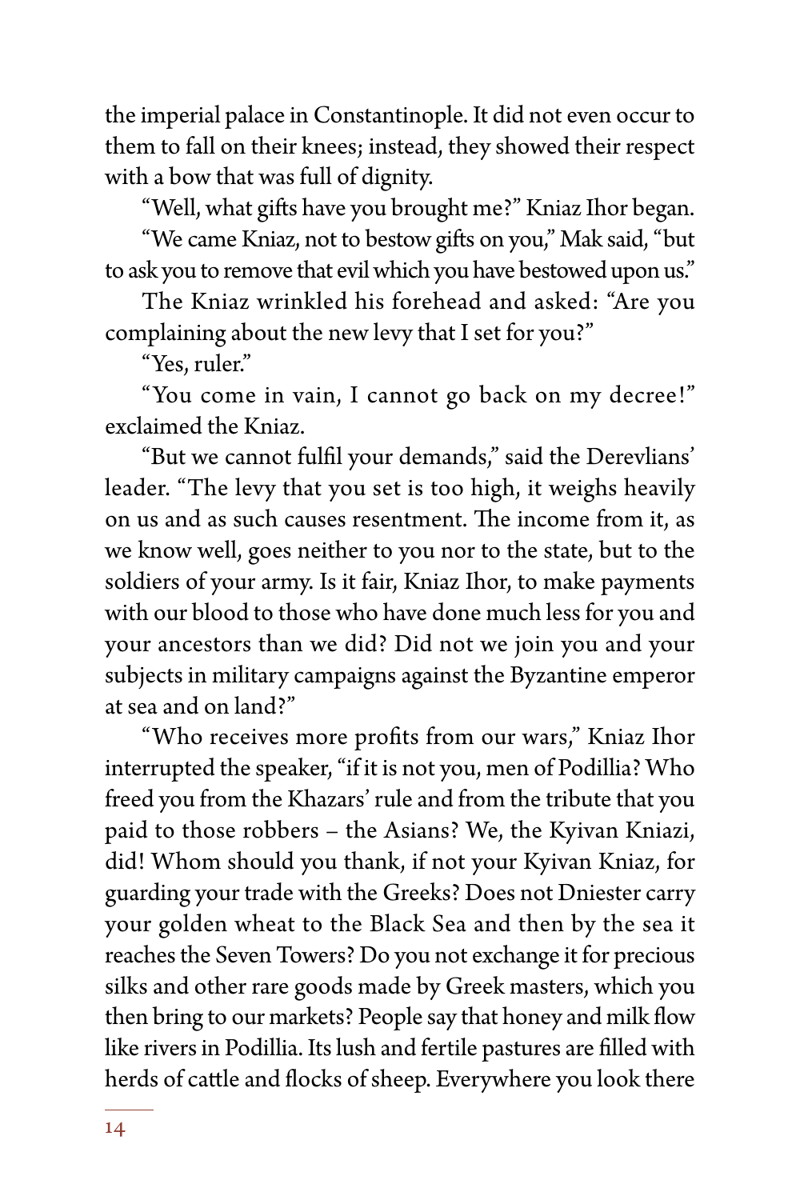the imperial palace in Constantinople. It did not even occur to them to fall on their knees; instead, they showed their respect with a bow that was full of dignity.

"Well, what gifts have you brought me?" Kniaz Ihor began.

"We came Kniaz, not to bestow gifts on you," Mak said, "but to ask you to remove that evil which you have bestowed upon us."

The Kniaz wrinkled his forehead and asked: "Are you complaining about the new levy that I set for you?"

"Yes, ruler."

"You come in vain, I cannot go back on my decree!" exclaimed the Kniaz.

"But we cannot fulfil your demands," said the Derevlians' leader. "The levy that you set is too high, it weighs heavily on us and as such causes resentment. The income from it, as we know well, goes neither to you nor to the state, but to the soldiers of your army. Is it fair, Kniaz Ihor, to make payments with our blood to those who have done much less for you and your ancestors than we did? Did not we join you and your subjects in military campaigns against the Byzantine emperor at sea and on land?"

"Who receives more profits from our wars," Kniaz Ihor interrupted the speaker, "if it is not you, men of Podillia? Who freed you from the Khazars' rule and from the tribute that you paid to those robbers – the Asians? We, the Kyivan Kniazi, did! Whom should you thank, if not your Kyivan Kniaz, for guarding your trade with the Greeks? Does not Dniester carry your golden wheat to the Black Sea and then by the sea it reaches the Seven Towers? Do you not exchange it for precious silks and other rare goods made by Greek masters, which you then bring to our markets? People say that honey and milk flow like rivers in Podillia. Its lush and fertile pastures are filled with herds of cattle and flocks of sheep. Everywhere you look there